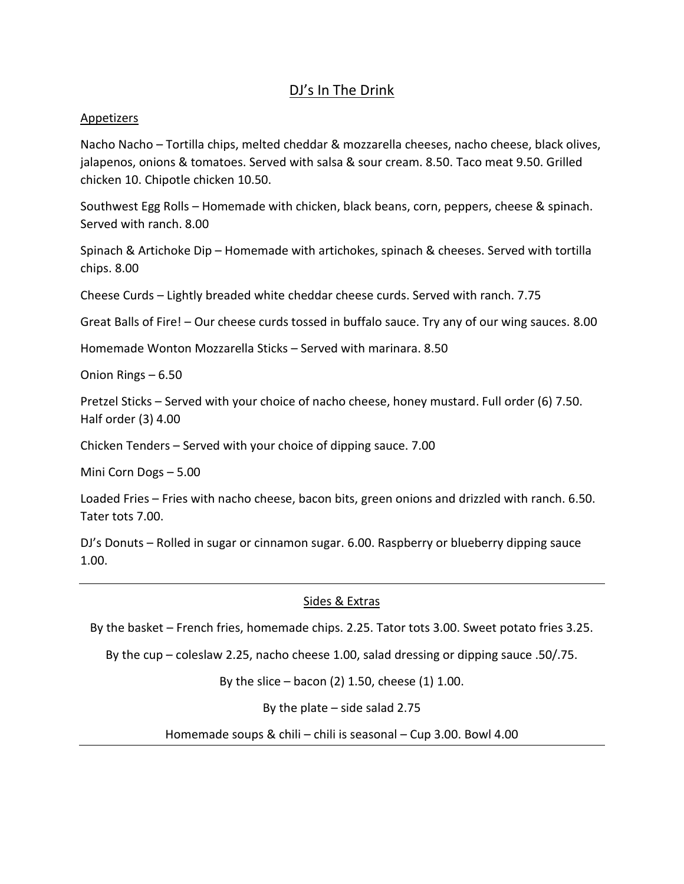# DJ's In The Drink

## Appetizers

Nacho Nacho – Tortilla chips, melted cheddar & mozzarella cheeses, nacho cheese, black olives, jalapenos, onions & tomatoes. Served with salsa & sour cream. 8.50. Taco meat 9.50. Grilled chicken 10. Chipotle chicken 10.50.

Southwest Egg Rolls – Homemade with chicken, black beans, corn, peppers, cheese & spinach. Served with ranch. 8.00

Spinach & Artichoke Dip – Homemade with artichokes, spinach & cheeses. Served with tortilla chips. 8.00

Cheese Curds – Lightly breaded white cheddar cheese curds. Served with ranch. 7.75

Great Balls of Fire! – Our cheese curds tossed in buffalo sauce. Try any of our wing sauces. 8.00

Homemade Wonton Mozzarella Sticks – Served with marinara. 8.50

Onion Rings – 6.50

Pretzel Sticks – Served with your choice of nacho cheese, honey mustard. Full order (6) 7.50. Half order (3) 4.00

Chicken Tenders – Served with your choice of dipping sauce. 7.00

Mini Corn Dogs – 5.00

Loaded Fries – Fries with nacho cheese, bacon bits, green onions and drizzled with ranch. 6.50. Tater tots 7.00.

DJ's Donuts – Rolled in sugar or cinnamon sugar. 6.00. Raspberry or blueberry dipping sauce 1.00.

---

## Sides & Extras

By the basket – French fries, homemade chips. 2.25. Tator tots 3.00. Sweet potato fries 3.25.

By the cup – coleslaw 2.25, nacho cheese 1.00, salad dressing or dipping sauce .50/.75.

By the slice – bacon (2) 1.50, cheese (1) 1.00.

By the plate – side salad 2.75

Homemade soups & chili – chili is seasonal – Cup 3.00. Bowl 4.00

---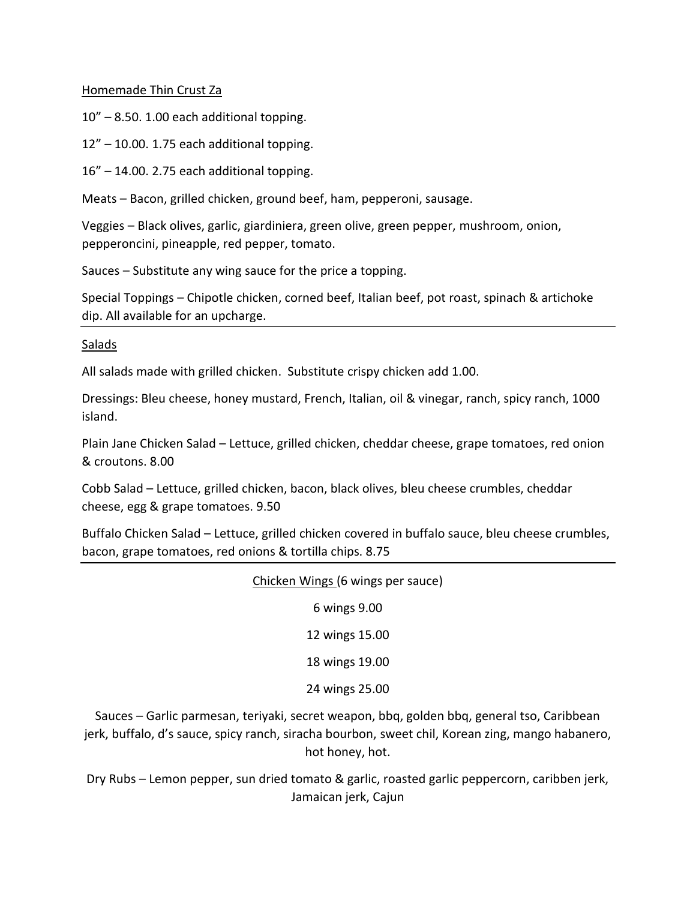## Homemade Thin Crust Za

10" – 8.50. 1.00 each additional topping.

12" – 10.00. 1.75 each additional topping.

16" – 14.00. 2.75 each additional topping.

Meats – Bacon, grilled chicken, ground beef, ham, pepperoni, sausage.

Veggies – Black olives, garlic, giardiniera, green olive, green pepper, mushroom, onion, pepperoncini, pineapple, red pepper, tomato.

Sauces – Substitute any wing sauce for the price a topping.

Special Toppings – Chipotle chicken, corned beef, Italian beef, pot roast, spinach & artichoke dip. All available for an upcharge.

---

## Salads

All salads made with grilled chicken. Substitute crispy chicken add 1.00.

Dressings: Bleu cheese, honey mustard, French, Italian, oil & vinegar, ranch, spicy ranch, 1000 island.

Plain Jane Chicken Salad – Lettuce, grilled chicken, cheddar cheese, grape tomatoes, red onion & croutons. 8.00

Cobb Salad – Lettuce, grilled chicken, bacon, black olives, bleu cheese crumbles, cheddar cheese, egg & grape tomatoes. 9.50

Buffalo Chicken Salad – Lettuce, grilled chicken covered in buffalo sauce, bleu cheese crumbles, bacon, grape tomatoes, red onions & tortilla chips. 8.75

---

## Chicken Wings (6 wings per sauce)

6 wings 9.00

12 wings 15.00

18 wings 19.00

24 wings 25.00

Sauces – Garlic parmesan, teriyaki, secret weapon, bbq, golden bbq, general tso, Caribbean jerk, buffalo, d's sauce, spicy ranch, siracha bourbon, sweet chil, Korean zing, mango habanero, hot honey, hot.

Dry Rubs – Lemon pepper, sun dried tomato & garlic, roasted garlic peppercorn, caribben jerk, Jamaican jerk, Cajun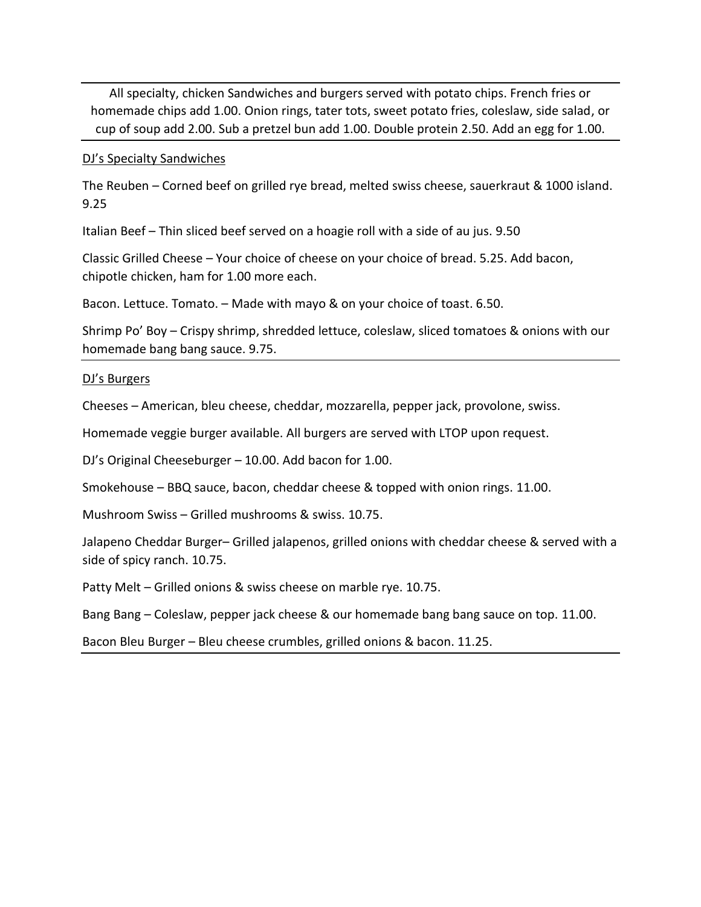All specialty, chicken Sandwiches and burgers served with potato chips. French fries or homemade chips add 1.00. Onion rings, tater tots, sweet potato fries, coleslaw, side salad, or cup of soup add 2.00. Sub a pretzel bun add 1.00. Double protein 2.50. Add an egg for 1.00.

## DJ's Specialty Sandwiches

The Reuben – Corned beef on grilled rye bread, melted swiss cheese, sauerkraut & 1000 island. 9.25

Italian Beef – Thin sliced beef served on a hoagie roll with a side of au jus. 9.50

Classic Grilled Cheese – Your choice of cheese on your choice of bread. 5.25. Add bacon, chipotle chicken, ham for 1.00 more each.

Bacon. Lettuce. Tomato. – Made with mayo & on your choice of toast. 6.50.

Shrimp Po' Boy – Crispy shrimp, shredded lettuce, coleslaw, sliced tomatoes & onions with our homemade bang bang sauce. 9.75.

## DJ's Burgers

Cheeses – American, bleu cheese, cheddar, mozzarella, pepper jack, provolone, swiss.

Homemade veggie burger available. All burgers are served with LTOP upon request.

DJ's Original Cheeseburger – 10.00. Add bacon for 1.00.

Smokehouse – BBQ sauce, bacon, cheddar cheese & topped with onion rings. 11.00.

Mushroom Swiss – Grilled mushrooms & swiss. 10.75.

Jalapeno Cheddar Burger– Grilled jalapenos, grilled onions with cheddar cheese & served with a side of spicy ranch. 10.75.

Patty Melt – Grilled onions & swiss cheese on marble rye. 10.75.

Bang Bang – Coleslaw, pepper jack cheese & our homemade bang bang sauce on top. 11.00.

Bacon Bleu Burger – Bleu cheese crumbles, grilled onions & bacon. 11.25.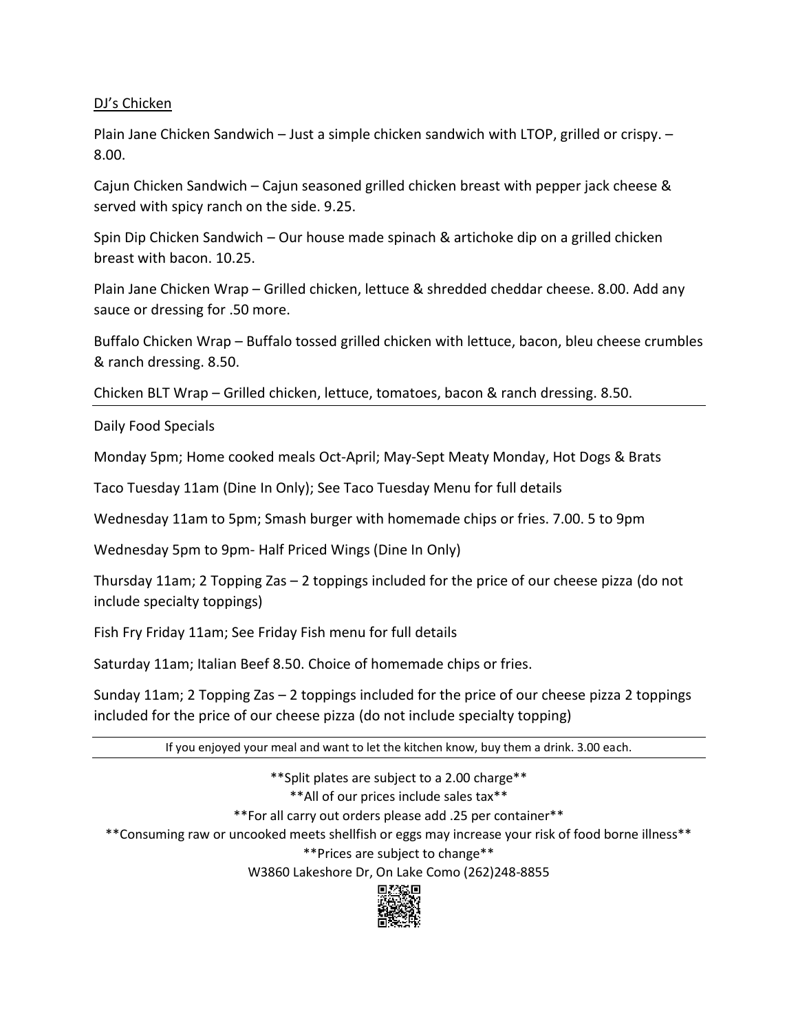DJ's Chicken

Plain Jane Chicken Sandwich – Just a simple chicken sandwich with LTOP, grilled or crispy. – 8.00.

Cajun Chicken Sandwich – Cajun seasoned grilled chicken breast with pepper jack cheese & served with spicy ranch on the side. 9.25.

Spin Dip Chicken Sandwich – Our house made spinach & artichoke dip on a grilled chicken breast with bacon. 10.25.

Plain Jane Chicken Wrap – Grilled chicken, lettuce & shredded cheddar cheese. 8.00. Add any sauce or dressing for .50 more.

Buffalo Chicken Wrap – Buffalo tossed grilled chicken with lettuce, bacon, bleu cheese crumbles & ranch dressing. 8.50.

Chicken BLT Wrap – Grilled chicken, lettuce, tomatoes, bacon & ranch dressing. 8.50.

---

Daily Food Specials

Monday 5pm; Home cooked meals Oct-April; May-Sept Meaty Monday, Hot Dogs & Brats

Taco Tuesday 11am (Dine In Only); See Taco Tuesday Menu for full details

Wednesday 11am to 5pm; Smash burger with homemade chips or fries. 7.00. 5 to 9pm

Wednesday 5pm to 9pm- Half Priced Wings (Dine In Only)

Thursday 11am; 2 Topping Zas – 2 toppings included for the price of our cheese pizza (do not include specialty toppings)

Fish Fry Friday 11am; See Friday Fish menu for full details

Saturday 11am; Italian Beef 8.50. Choice of homemade chips or fries.

Sunday 11am; 2 Topping Zas – 2 toppings included for the price of our cheese pizza 2 toppings included for the price of our cheese pizza (do not include specialty topping)

---

If you enjoyed your meal and want to let the kitchen know, buy them a drink. 3.00 each.

---

\*\*Split plates are subject to a 2.00 charge\*\*

\*\*All of our prices include sales tax\*\*

\*\*For all carry out orders please add .25 per container\*\*

\*\*Consuming raw or uncooked meets shellfish or eggs may increase your risk of food borne illness\*\*

\*\*Prices are subject to change\*\*

W3860 Lakeshore Dr, On Lake Como (262)248-8855